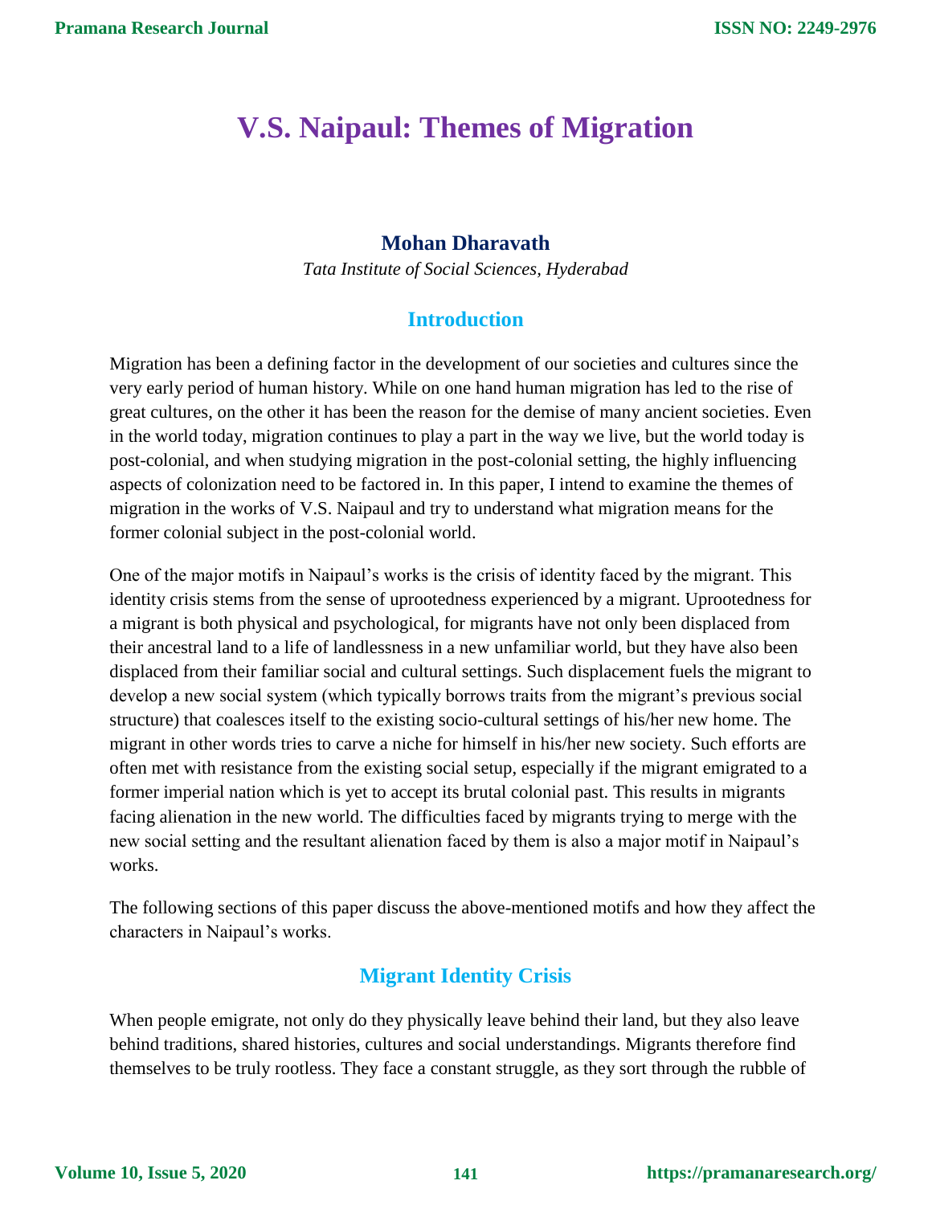# V.S. Naipaul: Themes of Migration

**Mohan Dharavath**

*Tata Institute of Social Sciences, Hyderabad*

## Introduction

Migration has been a defining factor in the development of our societies and cultures since the very early period of human history. While on one hand human migration has led to the rise of great cultures, on the other it has been the reason for the demise of many ancient societies. Even in the world today, migration continues to play a part in the way we live, but the world today is post-colonial, and when studying migration in the post-colonial setting, the highly influencing aspects of colonization need to be factored in. In this paper, I intend to examine the themes of migration in the works of V.S. Naipaul and try to understand what migration means for the former colonial subject in the post-colonial world.

One of the major motifs in Naipaul's works is the crisis of identity faced by the migrant. This identity crisis stems from the sense of uprootedness experienced by a migrant. Uprootedness for a migrant is both physical and psychological, for migrants have not only been displaced from their ancestral land to a life of landlessness in a new unfamiliar world, but they have also been displaced from their familiar social and cultural settings. Such displacement fuels the migrant to develop a new social system (which typically borrows traits from the migrant's previous social structure) that coalesces itself to the existing socio-cultural settings of his/her new home. The migrant in other words tries to carve a niche for himself in his/her new society. Such efforts are often met with resistance from the existing social setup, especially if the migrant emigrated to a former imperial nation which is yet to accept its brutal colonial past. This results in migrants facing alienation in the new world. The difficulties faced by migrants trying to merge with the new social setting and the resultant alienation faced by them is also a major motif in Naipaul's works.

The following sections of this paper discuss the above-mentioned motifs and how they affect the characters in Naipaul's works.

## Migrant Identity Crisis

When people emigrate, not only do they physically leave behind their land, but they also leave behind traditions, shared histories, cultures and social understandings. Migrants therefore find themselves to be truly rootless. They face a constant struggle, as they sort through the rubble of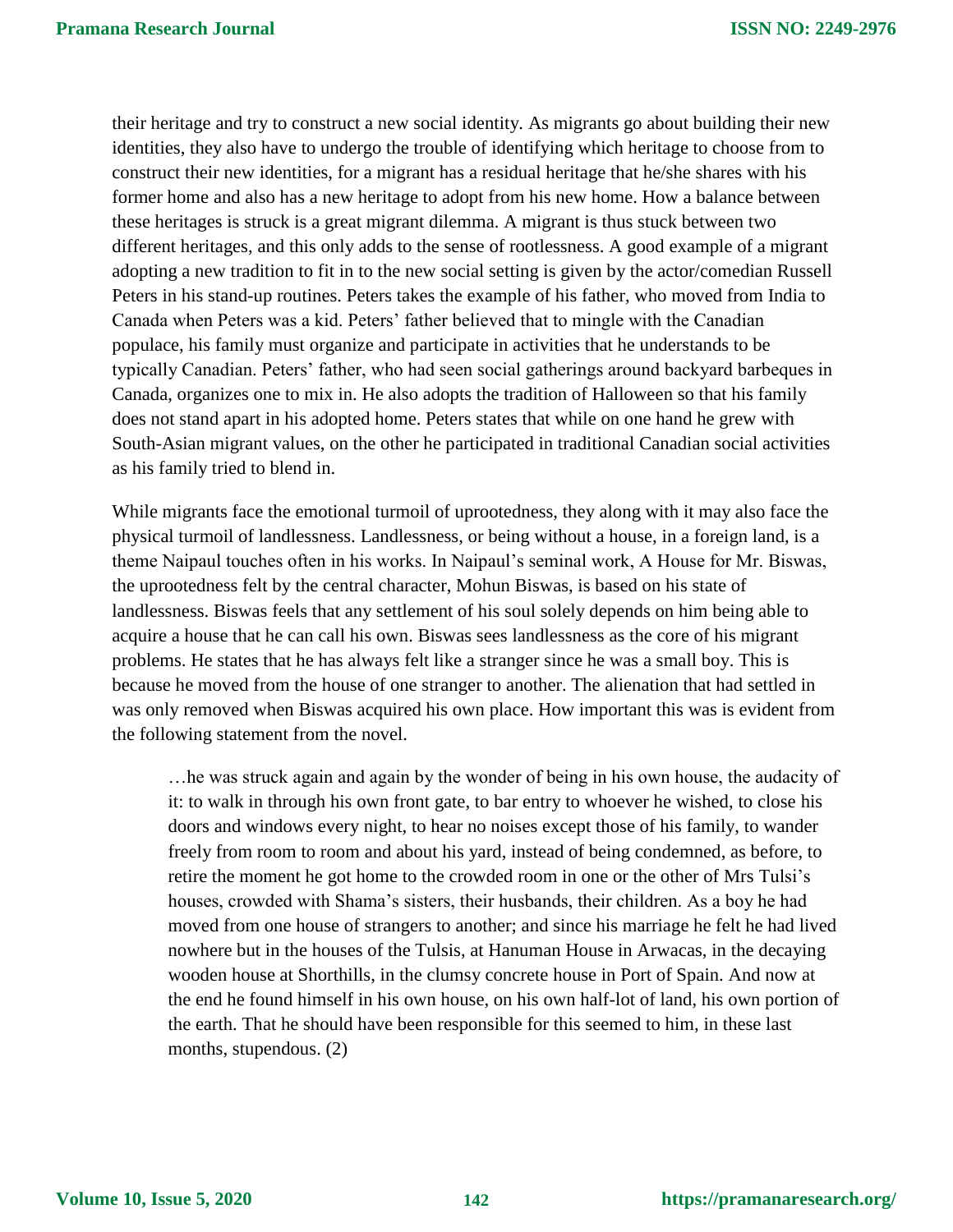their heritage and try to construct a new social identity. As migrants go about building their new identities, they also have to undergo the trouble of identifying which heritage to choose from to construct their new identities, for a migrant has a residual heritage that he/she shares with his former home and also has a new heritage to adopt from his new home. How a balance between these heritages is struck is a great migrant dilemma. A migrant is thus stuck between two different heritages, and this only adds to the sense of rootlessness. A good example of a migrant adopting a new tradition to fit in to the new social setting is given by the actor/comedian Russell Peters in his stand-up routines. Peters takes the example of his father, who moved from India to Canada when Peters was a kid. Peters' father believed that to mingle with the Canadian populace, his family must organize and participate in activities that he understands to be typically Canadian. Peters' father, who had seen social gatherings around backyard barbeques in Canada, organizes one to mix in. He also adopts the tradition of Halloween so that his family does not stand apart in his adopted home. Peters states that while on one hand he grew with South-Asian migrant values, on the other he participated in traditional Canadian social activities as his family tried to blend in.

While migrants face the emotional turmoil of uprootedness, they along with it may also face the physical turmoil of landlessness. Landlessness, or being without a house, in a foreign land, is a theme Naipaul touches often in his works. In Naipaul's seminal work, A House for Mr. Biswas, the uprootedness felt by the central character, Mohun Biswas, is based on his state of landlessness. Biswas feels that any settlement of his soul solely depends on him being able to acquire a house that he can call his own. Biswas sees landlessness as the core of his migrant problems. He states that he has always felt like a stranger since he was a small boy. This is because he moved from the house of one stranger to another. The alienation that had settled in was only removed when Biswas acquired his own place. How important this was is evident from the following statement from the novel.

> …he was struck again and again by the wonder of being in his own house, the audacity of it: to walk in through his own front gate, to bar entry to whoever he wished, to close his doors and windows every night, to hear no noises except those of his family, to wander freely from room to room and about his yard, instead of being condemned, as before, to retire the moment he got home to the crowded room in one or the other of Mrs Tulsi's houses, crowded with Shama's sisters, their husbands, their children. As a boy he had moved from one house of strangers to another; and since his marriage he felt he had lived nowhere but in the houses of the Tulsis, at Hanuman House in Arwacas, in the decaying wooden house at Shorthills, in the clumsy concrete house in Port of Spain. And now at the end he found himself in his own house, on his own half-lot of land, his own portion of the earth. That he should have been responsible for this seemed to him, in these last months, stupendous. (2)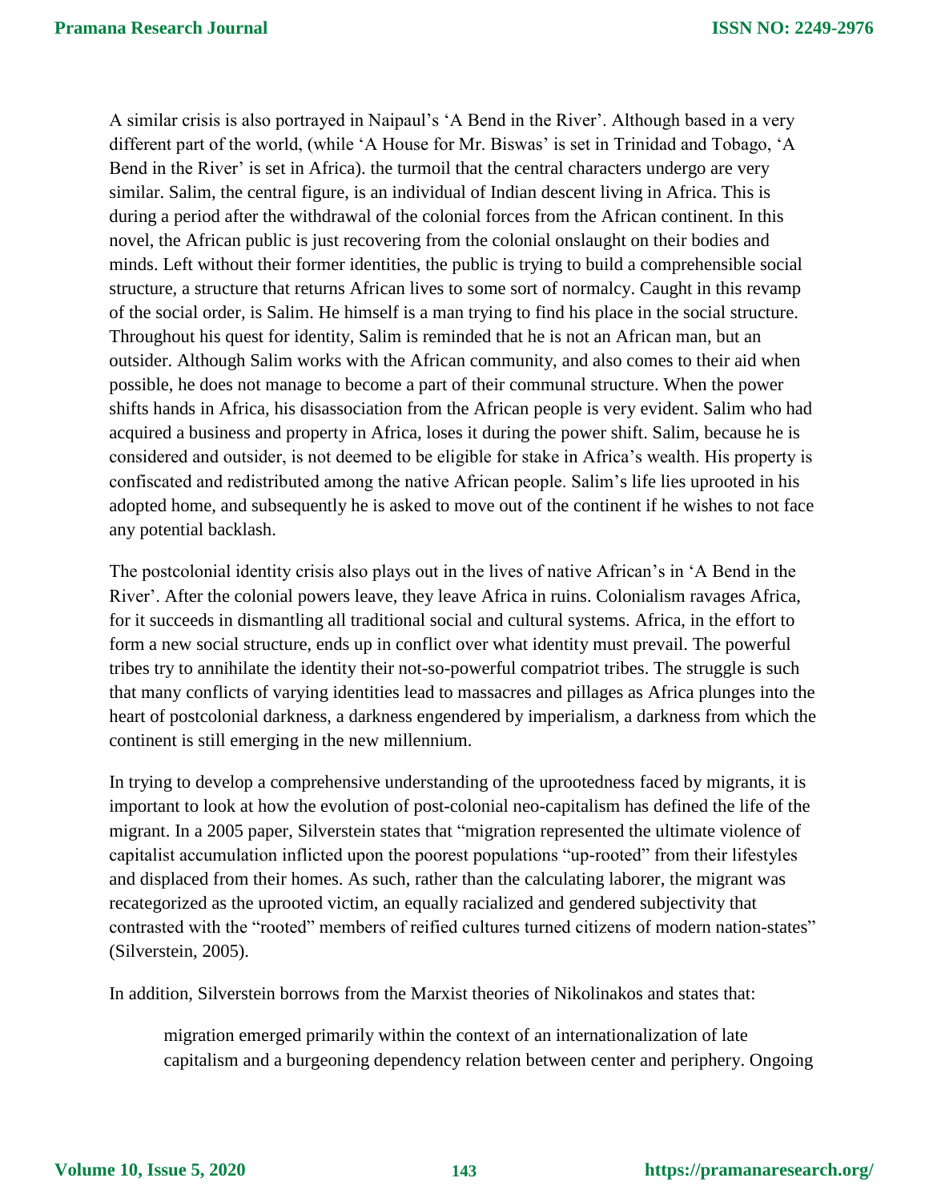A similar crisis is also portrayed in Naipaul's 'A Bend in the River'. Although based in a very different part of the world, (while 'A House for Mr. Biswas' is set in Trinidad and Tobago, 'A Bend in the River' is set in Africa). the turmoil that the central characters undergo are very similar. Salim, the central figure, is an individual of Indian descent living in Africa. This is during a period after the withdrawal of the colonial forces from the African continent. In this novel, the African public is just recovering from the colonial onslaught on their bodies and minds. Left without their former identities, the public is trying to build a comprehensible social structure, a structure that returns African lives to some sort of normalcy. Caught in this revamp of the social order, is Salim. He himself is a man trying to find his place in the social structure. Throughout his quest for identity, Salim is reminded that he is not an African man, but an outsider. Although Salim works with the African community, and also comes to their aid when possible, he does not manage to become a part of their communal structure. When the power shifts hands in Africa, his disassociation from the African people is very evident. Salim who had acquired a business and property in Africa, loses it during the power shift. Salim, because he is considered and outsider, is not deemed to be eligible for stake in Africa's wealth. His property is confiscated and redistributed among the native African people. Salim's life lies uprooted in his adopted home, and subsequently he is asked to move out of the continent if he wishes to not face any potential backlash.

The postcolonial identity crisis also plays out in the lives of native African's in 'A Bend in the River'. After the colonial powers leave, they leave Africa in ruins. Colonialism ravages Africa, for it succeeds in dismantling all traditional social and cultural systems. Africa, in the effort to form a new social structure, ends up in conflict over what identity must prevail. The powerful tribes try to annihilate the identity their not-so-powerful compatriot tribes. The struggle is such that many conflicts of varying identities lead to massacres and pillages as Africa plunges into the heart of postcolonial darkness, a darkness engendered by imperialism, a darkness from which the continent is still emerging in the new millennium.

In trying to develop a comprehensive understanding of the uprootedness faced by migrants, it is important to look at how the evolution of post-colonial neo-capitalism has defined the life of the migrant. In a 2005 paper, Silverstein states that "migration represented the ultimate violence of capitalist accumulation inflicted upon the poorest populations "up-rooted" from their lifestyles and displaced from their homes. As such, rather than the calculating laborer, the migrant was recategorized as the uprooted victim, an equally racialized and gendered subjectivity that contrasted with the "rooted" members of reified cultures turned citizens of modern nation-states" (Silverstein, 2005).

In addition, Silverstein borrows from the Marxist theories of Nikolinakos and states that:

> migration emerged primarily within the context of an internationalization of late capitalism and a burgeoning dependency relation between center and periphery. Ongoing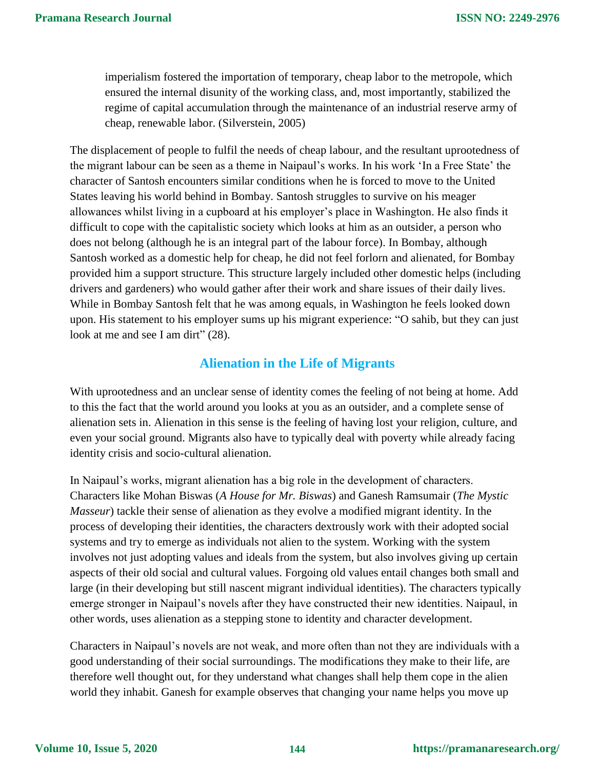> imperialism fostered the importation of temporary, cheap labor to the metropole, which ensured the internal disunity of the working class, and, most importantly, stabilized the regime of capital accumulation through the maintenance of an industrial reserve army of cheap, renewable labor. (Silverstein, 2005)

The displacement of people to fulfil the needs of cheap labour, and the resultant uprootedness of the migrant labour can be seen as a theme in Naipaul's works. In his work 'In a Free State' the character of Santosh encounters similar conditions when he is forced to move to the United States leaving his world behind in Bombay. Santosh struggles to survive on his meager allowances whilst living in a cupboard at his employer's place in Washington. He also finds it difficult to cope with the capitalistic society which looks at him as an outsider, a person who does not belong (although he is an integral part of the labour force). In Bombay, although Santosh worked as a domestic help for cheap, he did not feel forlorn and alienated, for Bombay provided him a support structure. This structure largely included other domestic helps (including drivers and gardeners) who would gather after their work and share issues of their daily lives. While in Bombay Santosh felt that he was among equals, in Washington he feels looked down upon. His statement to his employer sums up his migrant experience: "O sahib, but they can just look at me and see I am dirt" (28).

## Alienation in the Life of Migrants

With uprootedness and an unclear sense of identity comes the feeling of not being at home. Add to this the fact that the world around you looks at you as an outsider, and a complete sense of alienation sets in. Alienation in this sense is the feeling of having lost your religion, culture, and even your social ground. Migrants also have to typically deal with poverty while already facing identity crisis and socio-cultural alienation.

In Naipaul's works, migrant alienation has a big role in the development of characters. Characters like Mohan Biswas (*A House for Mr. Biswas*) and Ganesh Ramsumair (*The Mystic Masseur*) tackle their sense of alienation as they evolve a modified migrant identity. In the process of developing their identities, the characters dextrously work with their adopted social systems and try to emerge as individuals not alien to the system. Working with the system involves not just adopting values and ideals from the system, but also involves giving up certain aspects of their old social and cultural values. Forgoing old values entail changes both small and large (in their developing but still nascent migrant individual identities). The characters typically emerge stronger in Naipaul's novels after they have constructed their new identities. Naipaul, in other words, uses alienation as a stepping stone to identity and character development.

Characters in Naipaul's novels are not weak, and more often than not they are individuals with a good understanding of their social surroundings. The modifications they make to their life, are therefore well thought out, for they understand what changes shall help them cope in the alien world they inhabit. Ganesh for example observes that changing your name helps you move up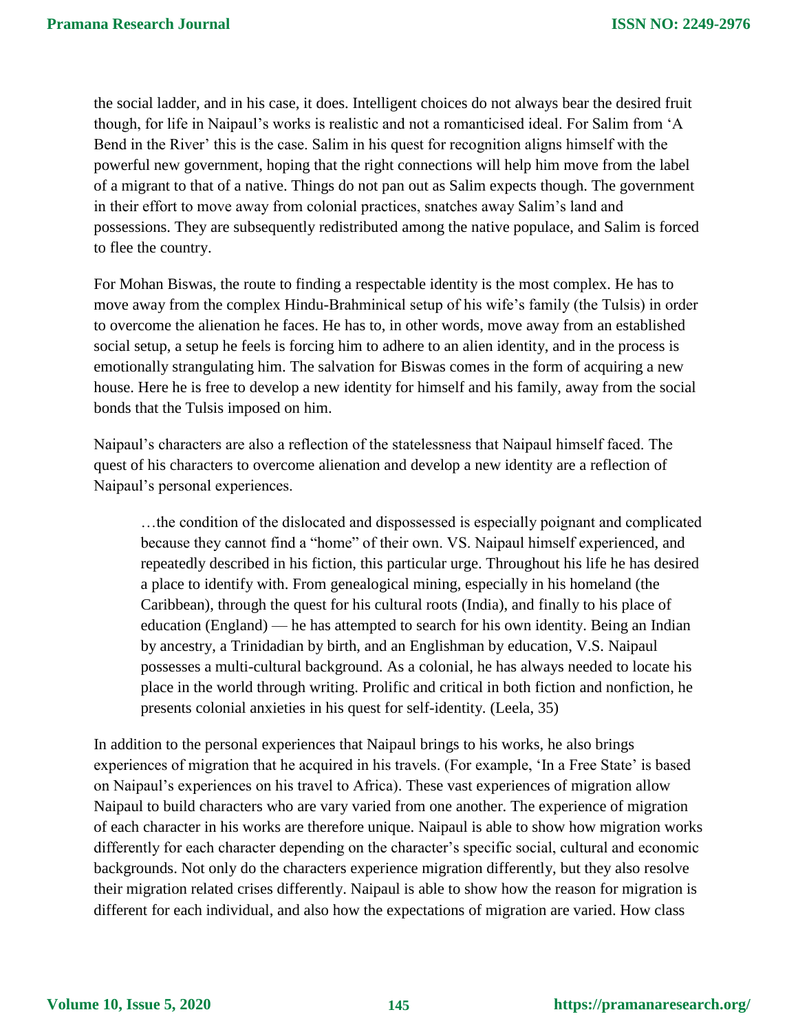the social ladder, and in his case, it does. Intelligent choices do not always bear the desired fruit though, for life in Naipaul's works is realistic and not a romanticised ideal. For Salim from 'A Bend in the River' this is the case. Salim in his quest for recognition aligns himself with the powerful new government, hoping that the right connections will help him move from the label of a migrant to that of a native. Things do not pan out as Salim expects though. The government in their effort to move away from colonial practices, snatches away Salim's land and possessions. They are subsequently redistributed among the native populace, and Salim is forced to flee the country.

For Mohan Biswas, the route to finding a respectable identity is the most complex. He has to move away from the complex Hindu-Brahminical setup of his wife's family (the Tulsis) in order to overcome the alienation he faces. He has to, in other words, move away from an established social setup, a setup he feels is forcing him to adhere to an alien identity, and in the process is emotionally strangulating him. The salvation for Biswas comes in the form of acquiring a new house. Here he is free to develop a new identity for himself and his family, away from the social bonds that the Tulsis imposed on him.

Naipaul's characters are also a reflection of the statelessness that Naipaul himself faced. The quest of his characters to overcome alienation and develop a new identity are a reflection of Naipaul's personal experiences.

> …the condition of the dislocated and dispossessed is especially poignant and complicated because they cannot find a "home" of their own. VS. Naipaul himself experienced, and repeatedly described in his fiction, this particular urge. Throughout his life he has desired a place to identify with. From genealogical mining, especially in his homeland (the Caribbean), through the quest for his cultural roots (India), and finally to his place of education (England) — he has attempted to search for his own identity. Being an Indian by ancestry, a Trinidadian by birth, and an Englishman by education, V.S. Naipaul possesses a multi-cultural background. As a colonial, he has always needed to locate his place in the world through writing. Prolific and critical in both fiction and nonfiction, he presents colonial anxieties in his quest for self-identity. (Leela, 35)

In addition to the personal experiences that Naipaul brings to his works, he also brings experiences of migration that he acquired in his travels. (For example, 'In a Free State' is based on Naipaul's experiences on his travel to Africa). These vast experiences of migration allow Naipaul to build characters who are vary varied from one another. The experience of migration of each character in his works are therefore unique. Naipaul is able to show how migration works differently for each character depending on the character's specific social, cultural and economic backgrounds. Not only do the characters experience migration differently, but they also resolve their migration related crises differently. Naipaul is able to show how the reason for migration is different for each individual, and also how the expectations of migration are varied. How class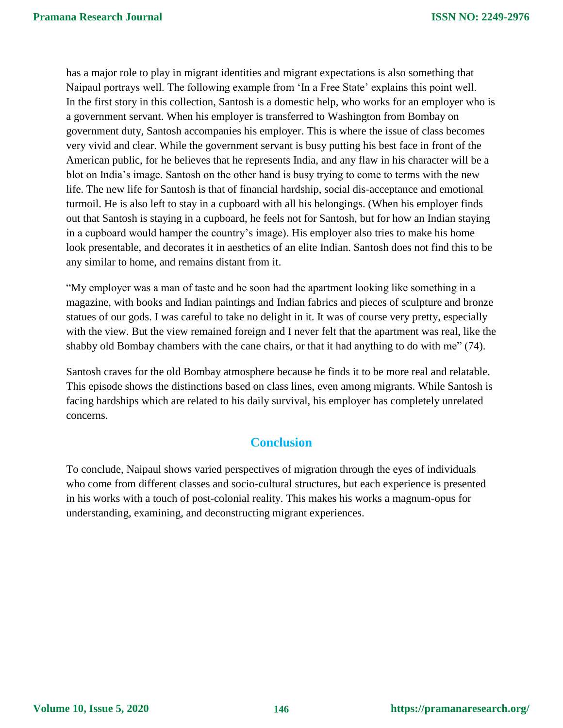has a major role to play in migrant identities and migrant expectations is also something that Naipaul portrays well. The following example from 'In a Free State' explains this point well. In the first story in this collection, Santosh is a domestic help, who works for an employer who is a government servant. When his employer is transferred to Washington from Bombay on government duty, Santosh accompanies his employer. This is where the issue of class becomes very vivid and clear. While the government servant is busy putting his best face in front of the American public, for he believes that he represents India, and any flaw in his character will be a blot on India's image. Santosh on the other hand is busy trying to come to terms with the new life. The new life for Santosh is that of financial hardship, social dis-acceptance and emotional turmoil. He is also left to stay in a cupboard with all his belongings. (When his employer finds out that Santosh is staying in a cupboard, he feels not for Santosh, but for how an Indian staying in a cupboard would hamper the country's image). His employer also tries to make his home look presentable, and decorates it in aesthetics of an elite Indian. Santosh does not find this to be any similar to home, and remains distant from it.

"My employer was a man of taste and he soon had the apartment looking like something in a magazine, with books and Indian paintings and Indian fabrics and pieces of sculpture and bronze statues of our gods. I was careful to take no delight in it. It was of course very pretty, especially with the view. But the view remained foreign and I never felt that the apartment was real, like the shabby old Bombay chambers with the cane chairs, or that it had anything to do with me" (74).

Santosh craves for the old Bombay atmosphere because he finds it to be more real and relatable. This episode shows the distinctions based on class lines, even among migrants. While Santosh is facing hardships which are related to his daily survival, his employer has completely unrelated concerns.

## Conclusion

To conclude, Naipaul shows varied perspectives of migration through the eyes of individuals who come from different classes and socio-cultural structures, but each experience is presented in his works with a touch of post-colonial reality. This makes his works a magnum-opus for understanding, examining, and deconstructing migrant experiences.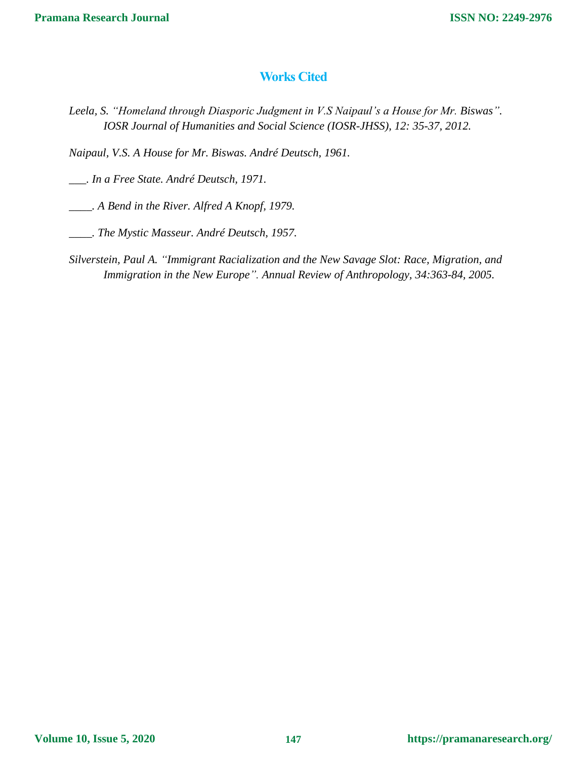## Works Cited

*Leela, S. "Homeland through Diasporic Judgment in V.S Naipaul's a House for Mr. Biswas". IOSR Journal of Humanities and Social Science (IOSR-JHSS), 12: 35-37, 2012.*

*Naipaul, V.S. A House for Mr. Biswas. André Deutsch, 1961.*

*___. In a Free State. André Deutsch, 1971.*

*____. A Bend in the River. Alfred A Knopf, 1979.*

*____. The Mystic Masseur. André Deutsch, 1957.*

*Silverstein, Paul A. "Immigrant Racialization and the New Savage Slot: Race, Migration, and Immigration in the New Europe". Annual Review of Anthropology, 34:363-84, 2005.*